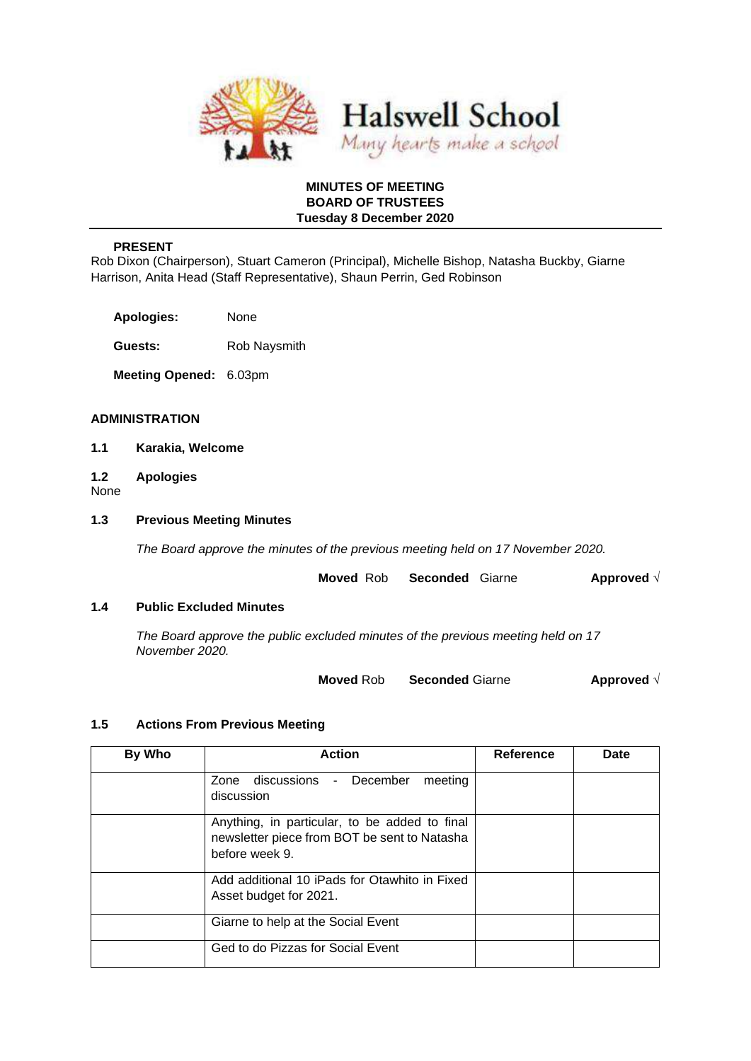Halswell School

*Many hearts make a school*

# MINUTES OF MEETING
# BOARD OF TRUSTEES
# Tuesday 8 December 2020

**PRESENT**

Rob Dixon (Chairperson), Stuart Cameron (Principal), Michelle Bishop, Natasha Buckby, Giarne Harrison, Anita Head (Staff Representative), Shaun Perrin, Ged Robinson

**Apologies:** None

**Guests:** Rob Naysmith

**Meeting Opened:** 6.03pm

## ADMINISTRATION

### 1.1 Karakia, Welcome

### 1.2 Apologies

None

### 1.3 Previous Meeting Minutes

*The Board approve the minutes of the previous meeting held on 17 November 2020.*

**Moved** Rob **Seconded** Giarne **Approved** √

### 1.4 Public Excluded Minutes

*The Board approve the public excluded minutes of the previous meeting held on 17 November 2020.*

**Moved** Rob **Seconded** Giarne **Approved** √

### 1.5 Actions From Previous Meeting

| By Who | Action | Reference | Date |
|---|---|---|---|
| | Zone discussions - December meeting discussion | | |
| | Anything, in particular, to be added to final newsletter piece from BOT be sent to Natasha before week 9. | | |
| | Add additional 10 iPads for Otawhito in Fixed Asset budget for 2021. | | |
| | Giarne to help at the Social Event | | |
| | Ged to do Pizzas for Social Event | | |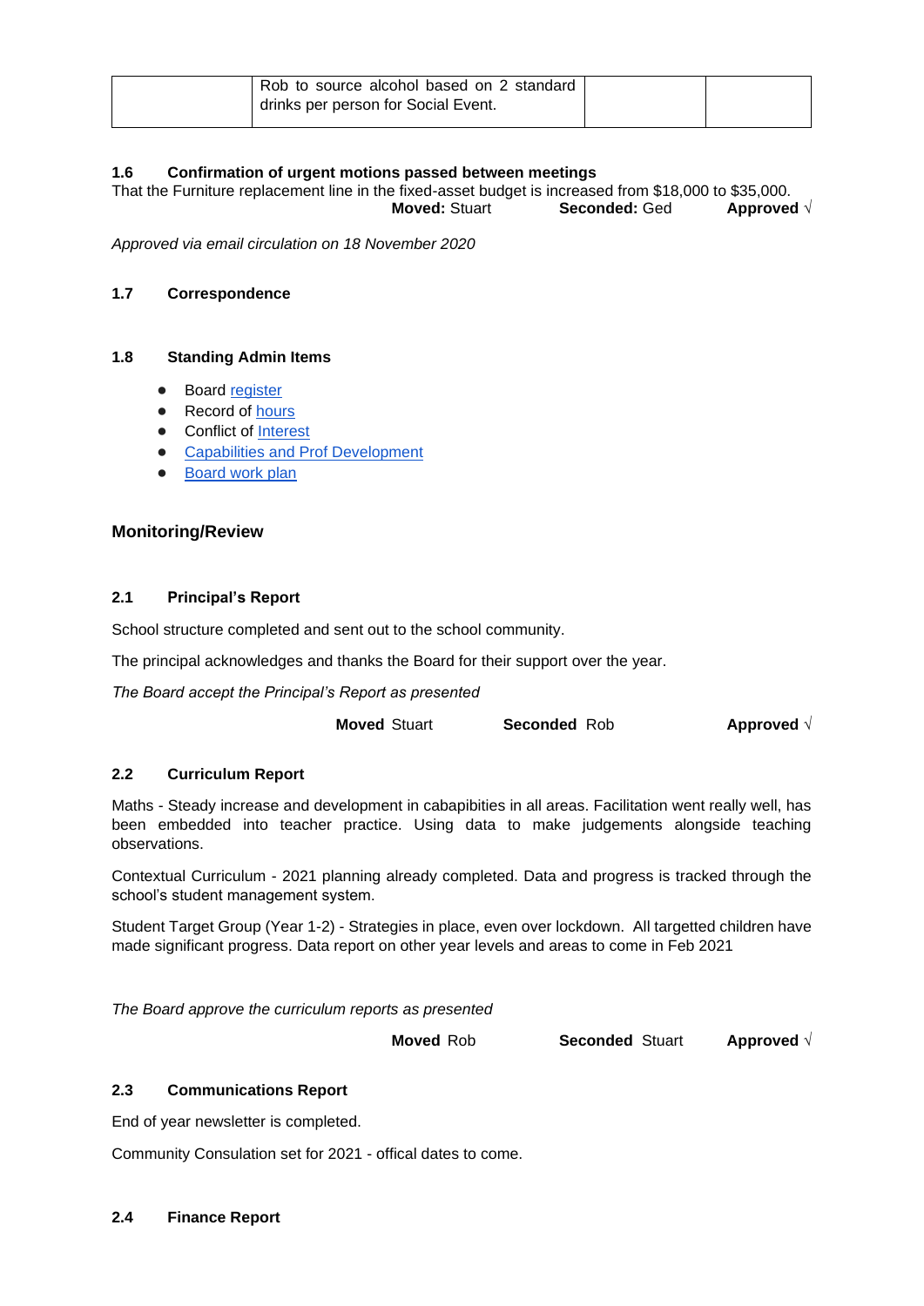|  | Rob to source alcohol based on 2 standard drinks per person for Social Event. |  |  |
|---|---|---|---|

**1.6 Confirmation of urgent motions passed between meetings**

That the Furniture replacement line in the fixed-asset budget is increased from $18,000 to $35,000.

**Moved:** Stuart **Seconded:** Ged **Approved** √

*Approved via email circulation on 18 November 2020*

**1.7 Correspondence**

**1.8 Standing Admin Items**

- Board register
- Record of hours
- Conflict of Interest
- Capabilities and Prof Development
- Board work plan

## Monitoring/Review

**2.1 Principal's Report**

School structure completed and sent out to the school community.

The principal acknowledges and thanks the Board for their support over the year.

*The Board accept the Principal's Report as presented*

**Moved** Stuart **Seconded** Rob **Approved** √

**2.2 Curriculum Report**

Maths - Steady increase and development in cabapibities in all areas. Facilitation went really well, has been embedded into teacher practice. Using data to make judgements alongside teaching observations.

Contextual Curriculum - 2021 planning already completed. Data and progress is tracked through the school's student management system.

Student Target Group (Year 1-2) - Strategies in place, even over lockdown. All targetted children have made significant progress. Data report on other year levels and areas to come in Feb 2021

*The Board approve the curriculum reports as presented*

**Moved** Rob **Seconded** Stuart **Approved** √

**2.3 Communications Report**

End of year newsletter is completed.

Community Consulation set for 2021 - offical dates to come.

**2.4 Finance Report**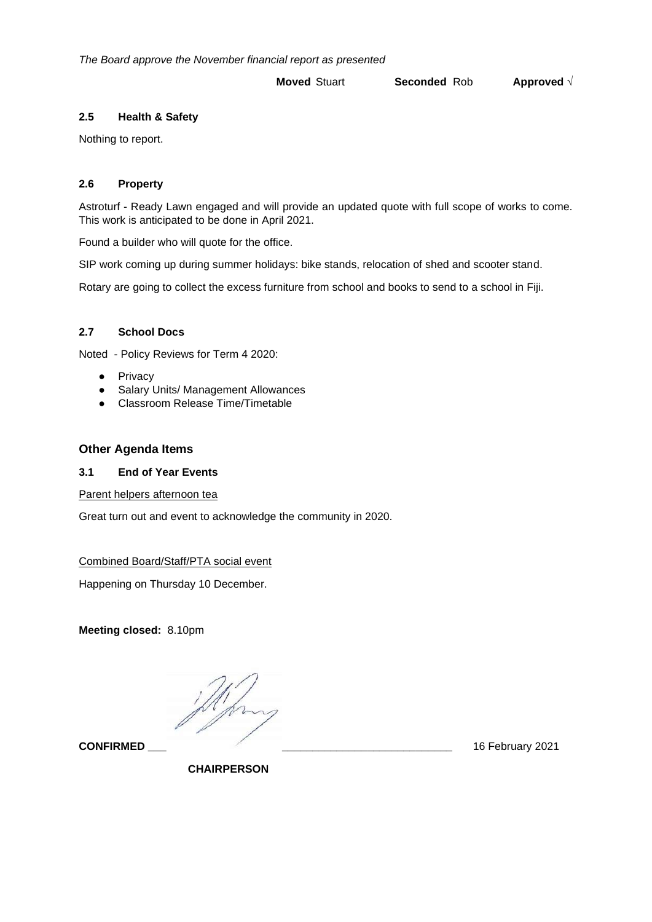*The Board approve the November financial report as presented*

**Moved** Stuart **Seconded** Rob **Approved** √

### 2.5 Health & Safety

Nothing to report.

### 2.6 Property

Astroturf - Ready Lawn engaged and will provide an updated quote with full scope of works to come. This work is anticipated to be done in April 2021.

Found a builder who will quote for the office.

SIP work coming up during summer holidays: bike stands, relocation of shed and scooter stand.

Rotary are going to collect the excess furniture from school and books to send to a school in Fiji.

### 2.7 School Docs

Noted - Policy Reviews for Term 4 2020:

- Privacy
- Salary Units/ Management Allowances
- Classroom Release Time/Timetable

## Other Agenda Items

### 3.1 End of Year Events

Parent helpers afternoon tea

Great turn out and event to acknowledge the community in 2020.

Combined Board/Staff/PTA social event

Happening on Thursday 10 December.

**Meeting closed:** 8.10pm

**CONFIRMED** ___ ___________________________ 16 February 2021

**CHAIRPERSON**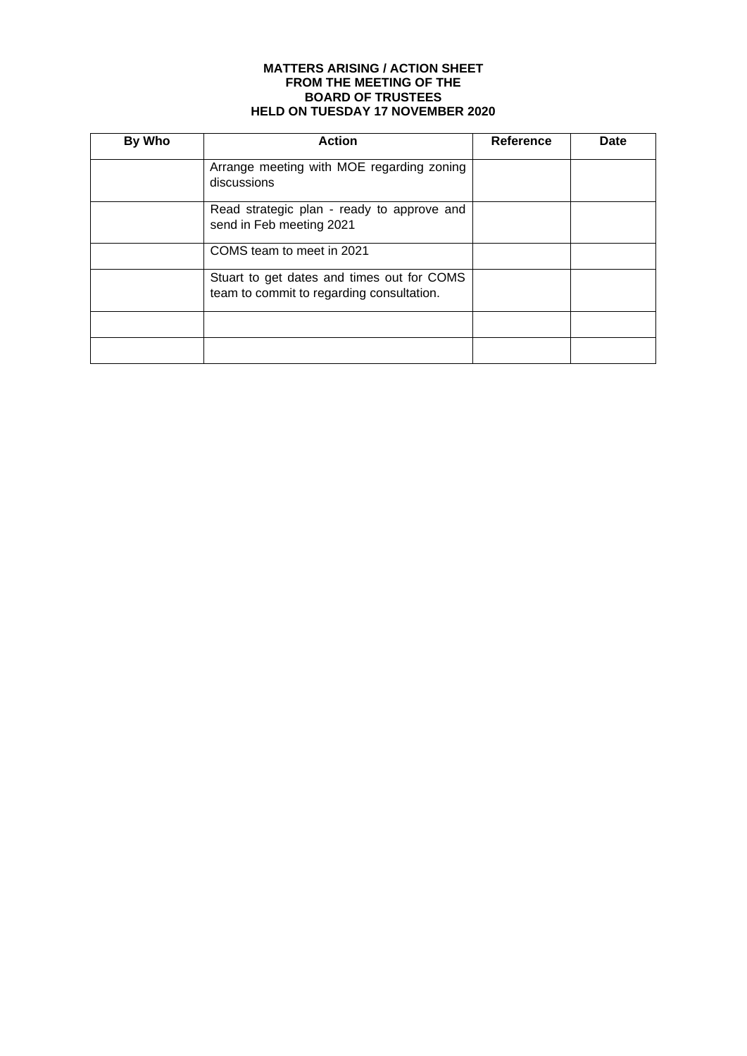**MATTERS ARISING / ACTION SHEET
FROM THE MEETING OF THE
BOARD OF TRUSTEES
HELD ON TUESDAY 17 NOVEMBER 2020**

| By Who | Action | Reference | Date |
|---|---|---|---|
| | Arrange meeting with MOE regarding zoning discussions | | |
| | Read strategic plan - ready to approve and send in Feb meeting 2021 | | |
| | COMS team to meet in 2021 | | |
| | Stuart to get dates and times out for COMS team to commit to regarding consultation. | | |
| | | | |
| | | | |